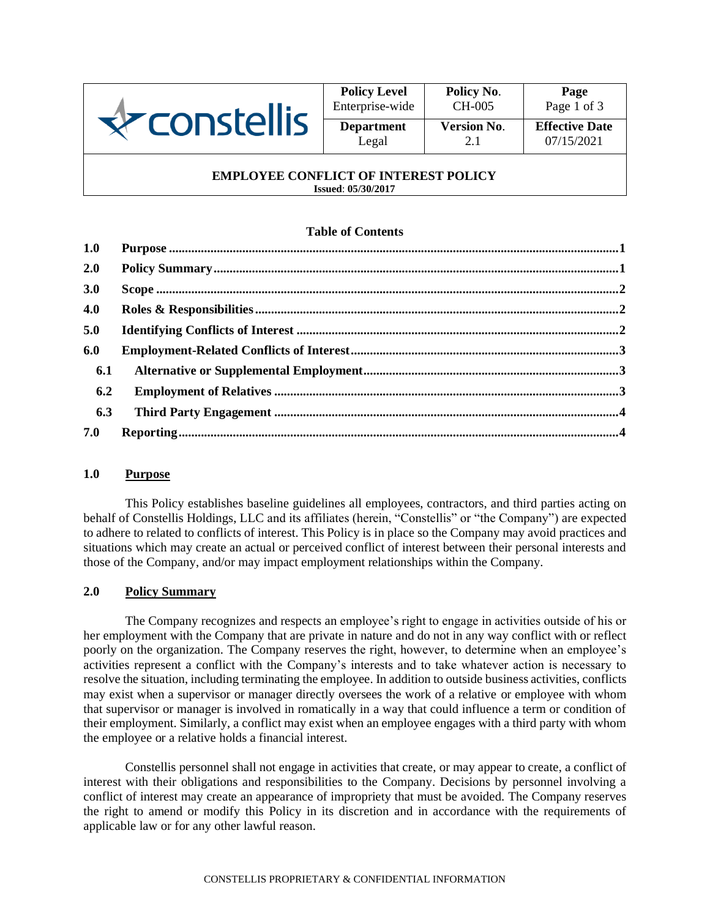| | Policy Level<br>Enterprise-wide | Policy No.<br>CH-005 | Page<br>Page 1 of 3 |
|---|---|---|---|
| constellis | Department<br>Legal | Version No.<br>2.1 | Effective Date<br>07/15/2021 |

**EMPLOYEE CONFLICT OF INTEREST POLICY**
**Issued: 05/30/2017**

**Table of Contents**

| | | |
|---|---|---|
| 1.0 | Purpose | 1 |
| 2.0 | Policy Summary | 1 |
| 3.0 | Scope | 2 |
| 4.0 | Roles & Responsibilities | 2 |
| 5.0 | Identifying Conflicts of Interest | 2 |
| 6.0 | Employment-Related Conflicts of Interest | 3 |
| 6.1 | Alternative or Supplemental Employment | 3 |
| 6.2 | Employment of Relatives | 3 |
| 6.3 | Third Party Engagement | 4 |
| 7.0 | Reporting | 4 |

## 1.0 Purpose

This Policy establishes baseline guidelines all employees, contractors, and third parties acting on behalf of Constellis Holdings, LLC and its affiliates (herein, "Constellis" or "the Company") are expected to adhere to related to conflicts of interest. This Policy is in place so the Company may avoid practices and situations which may create an actual or perceived conflict of interest between their personal interests and those of the Company, and/or may impact employment relationships within the Company.

## 2.0 Policy Summary

The Company recognizes and respects an employee's right to engage in activities outside of his or her employment with the Company that are private in nature and do not in any way conflict with or reflect poorly on the organization. The Company reserves the right, however, to determine when an employee's activities represent a conflict with the Company's interests and to take whatever action is necessary to resolve the situation, including terminating the employee. In addition to outside business activities, conflicts may exist when a supervisor or manager directly oversees the work of a relative or employee with whom that supervisor or manager is involved in romatically in a way that could influence a term or condition of their employment. Similarly, a conflict may exist when an employee engages with a third party with whom the employee or a relative holds a financial interest.

Constellis personnel shall not engage in activities that create, or may appear to create, a conflict of interest with their obligations and responsibilities to the Company. Decisions by personnel involving a conflict of interest may create an appearance of impropriety that must be avoided. The Company reserves the right to amend or modify this Policy in its discretion and in accordance with the requirements of applicable law or for any other lawful reason.

CONSTELLIS PROPRIETARY & CONFIDENTIAL INFORMATION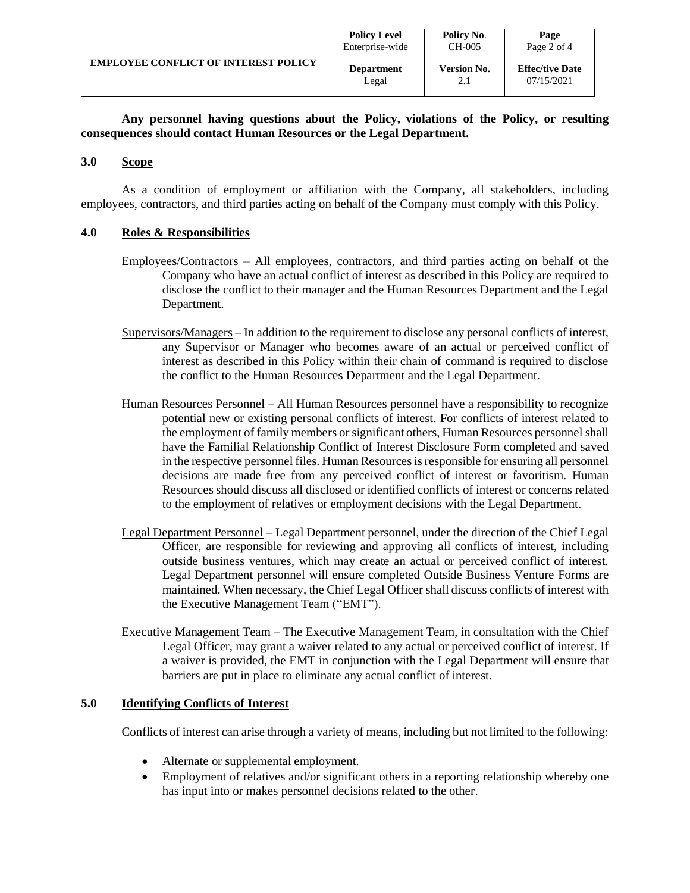**Any personnel having questions about the Policy, violations of the Policy, or resulting consequences should contact Human Resources or the Legal Department.**

## 3.0 Scope

As a condition of employment or affiliation with the Company, all stakeholders, including employees, contractors, and third parties acting on behalf of the Company must comply with this Policy.

## 4.0 Roles & Responsibilities

Employees/Contractors – All employees, contractors, and third parties acting on behalf ot the Company who have an actual conflict of interest as described in this Policy are required to disclose the conflict to their manager and the Human Resources Department and the Legal Department.

Supervisors/Managers – In addition to the requirement to disclose any personal conflicts of interest, any Supervisor or Manager who becomes aware of an actual or perceived conflict of interest as described in this Policy within their chain of command is required to disclose the conflict to the Human Resources Department and the Legal Department.

Human Resources Personnel – All Human Resources personnel have a responsibility to recognize potential new or existing personal conflicts of interest. For conflicts of interest related to the employment of family members or significant others, Human Resources personnel shall have the Familial Relationship Conflict of Interest Disclosure Form completed and saved in the respective personnel files. Human Resources is responsible for ensuring all personnel decisions are made free from any perceived conflict of interest or favoritism. Human Resources should discuss all disclosed or identified conflicts of interest or concerns related to the employment of relatives or employment decisions with the Legal Department.

Legal Department Personnel – Legal Department personnel, under the direction of the Chief Legal Officer, are responsible for reviewing and approving all conflicts of interest, including outside business ventures, which may create an actual or perceived conflict of interest. Legal Department personnel will ensure completed Outside Business Venture Forms are maintained. When necessary, the Chief Legal Officer shall discuss conflicts of interest with the Executive Management Team ("EMT").

Executive Management Team – The Executive Management Team, in consultation with the Chief Legal Officer, may grant a waiver related to any actual or perceived conflict of interest. If a waiver is provided, the EMT in conjunction with the Legal Department will ensure that barriers are put in place to eliminate any actual conflict of interest.

## 5.0 Identifying Conflicts of Interest

Conflicts of interest can arise through a variety of means, including but not limited to the following:

- Alternate or supplemental employment.
- Employment of relatives and/or significant others in a reporting relationship whereby one has input into or makes personnel decisions related to the other.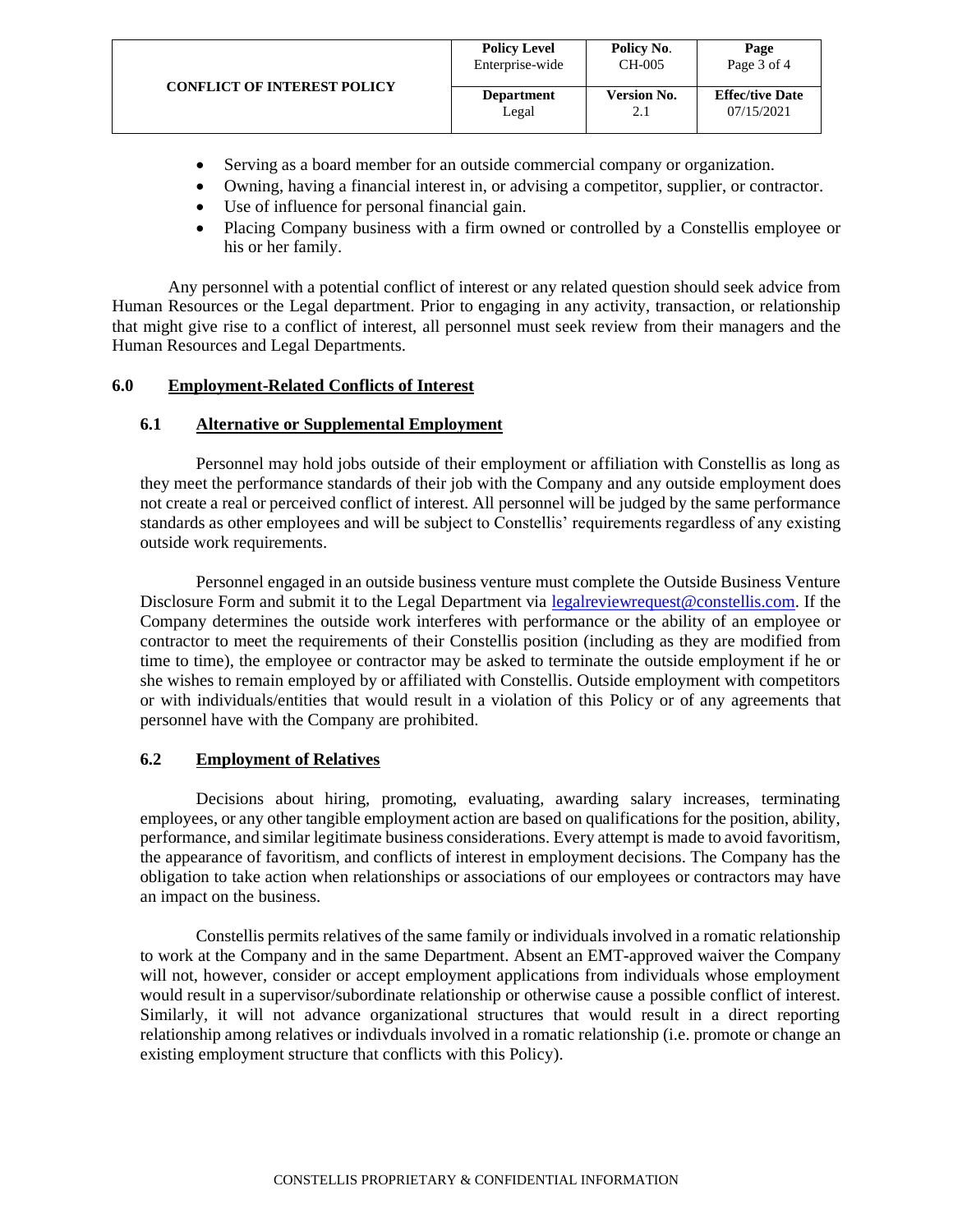- Serving as a board member for an outside commercial company or organization.
- Owning, having a financial interest in, or advising a competitor, supplier, or contractor.
- Use of influence for personal financial gain.
- Placing Company business with a firm owned or controlled by a Constellis employee or his or her family.

Any personnel with a potential conflict of interest or any related question should seek advice from Human Resources or the Legal department. Prior to engaging in any activity, transaction, or relationship that might give rise to a conflict of interest, all personnel must seek review from their managers and the Human Resources and Legal Departments.

## 6.0 Employment-Related Conflicts of Interest

### 6.1 Alternative or Supplemental Employment

Personnel may hold jobs outside of their employment or affiliation with Constellis as long as they meet the performance standards of their job with the Company and any outside employment does not create a real or perceived conflict of interest. All personnel will be judged by the same performance standards as other employees and will be subject to Constellis' requirements regardless of any existing outside work requirements.

Personnel engaged in an outside business venture must complete the Outside Business Venture Disclosure Form and submit it to the Legal Department via legalreviewrequest@constellis.com. If the Company determines the outside work interferes with performance or the ability of an employee or contractor to meet the requirements of their Constellis position (including as they are modified from time to time), the employee or contractor may be asked to terminate the outside employment if he or she wishes to remain employed by or affiliated with Constellis. Outside employment with competitors or with individuals/entities that would result in a violation of this Policy or of any agreements that personnel have with the Company are prohibited.

### 6.2 Employment of Relatives

Decisions about hiring, promoting, evaluating, awarding salary increases, terminating employees, or any other tangible employment action are based on qualifications for the position, ability, performance, and similar legitimate business considerations. Every attempt is made to avoid favoritism, the appearance of favoritism, and conflicts of interest in employment decisions. The Company has the obligation to take action when relationships or associations of our employees or contractors may have an impact on the business.

Constellis permits relatives of the same family or individuals involved in a romatic relationship to work at the Company and in the same Department. Absent an EMT-approved waiver the Company will not, however, consider or accept employment applications from individuals whose employment would result in a supervisor/subordinate relationship or otherwise cause a possible conflict of interest. Similarly, it will not advance organizational structures that would result in a direct reporting relationship among relatives or indivduals involved in a romatic relationship (i.e. promote or change an existing employment structure that conflicts with this Policy).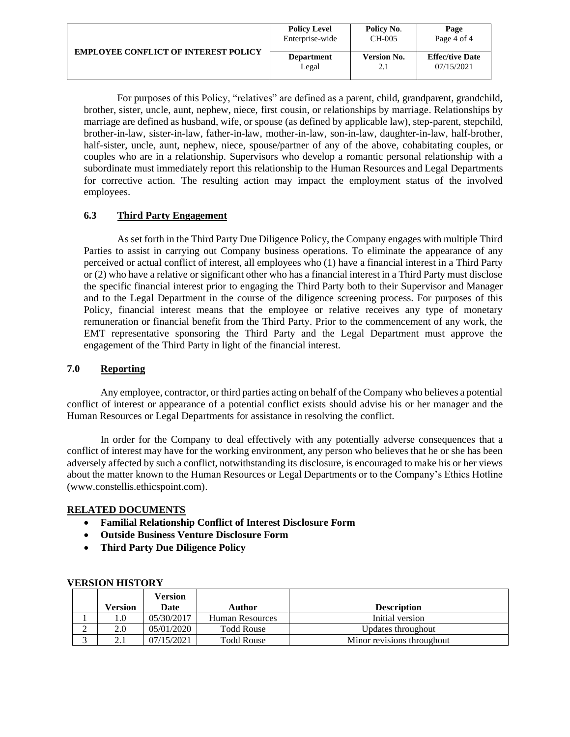For purposes of this Policy, "relatives" are defined as a parent, child, grandparent, grandchild, brother, sister, uncle, aunt, nephew, niece, first cousin, or relationships by marriage. Relationships by marriage are defined as husband, wife, or spouse (as defined by applicable law), step-parent, stepchild, brother-in-law, sister-in-law, father-in-law, mother-in-law, son-in-law, daughter-in-law, half-brother, half-sister, uncle, aunt, nephew, niece, spouse/partner of any of the above, cohabitating couples, or couples who are in a relationship. Supervisors who develop a romantic personal relationship with a subordinate must immediately report this relationship to the Human Resources and Legal Departments for corrective action. The resulting action may impact the employment status of the involved employees.

### 6.3 Third Party Engagement

As set forth in the Third Party Due Diligence Policy, the Company engages with multiple Third Parties to assist in carrying out Company business operations. To eliminate the appearance of any perceived or actual conflict of interest, all employees who (1) have a financial interest in a Third Party or (2) who have a relative or significant other who has a financial interest in a Third Party must disclose the specific financial interest prior to engaging the Third Party both to their Supervisor and Manager and to the Legal Department in the course of the diligence screening process. For purposes of this Policy, financial interest means that the employee or relative receives any type of monetary remuneration or financial benefit from the Third Party. Prior to the commencement of any work, the EMT representative sponsoring the Third Party and the Legal Department must approve the engagement of the Third Party in light of the financial interest.

## 7.0 Reporting

Any employee, contractor, or third parties acting on behalf of the Company who believes a potential conflict of interest or appearance of a potential conflict exists should advise his or her manager and the Human Resources or Legal Departments for assistance in resolving the conflict.

In order for the Company to deal effectively with any potentially adverse consequences that a conflict of interest may have for the working environment, any person who believes that he or she has been adversely affected by such a conflict, notwithstanding its disclosure, is encouraged to make his or her views about the matter known to the Human Resources or Legal Departments or to the Company's Ethics Hotline (www.constellis.ethicspoint.com).

## RELATED DOCUMENTS

- **Familial Relationship Conflict of Interest Disclosure Form**
- **Outside Business Venture Disclosure Form**
- **Third Party Due Diligence Policy**

## VERSION HISTORY

| | Version | Version Date | Author | Description |
|---|---|---|---|---|
| 1 | 1.0 | 05/30/2017 | Human Resources | Initial version |
| 2 | 2.0 | 05/01/2020 | Todd Rouse | Updates throughout |
| 3 | 2.1 | 07/15/2021 | Todd Rouse | Minor revisions throughout |